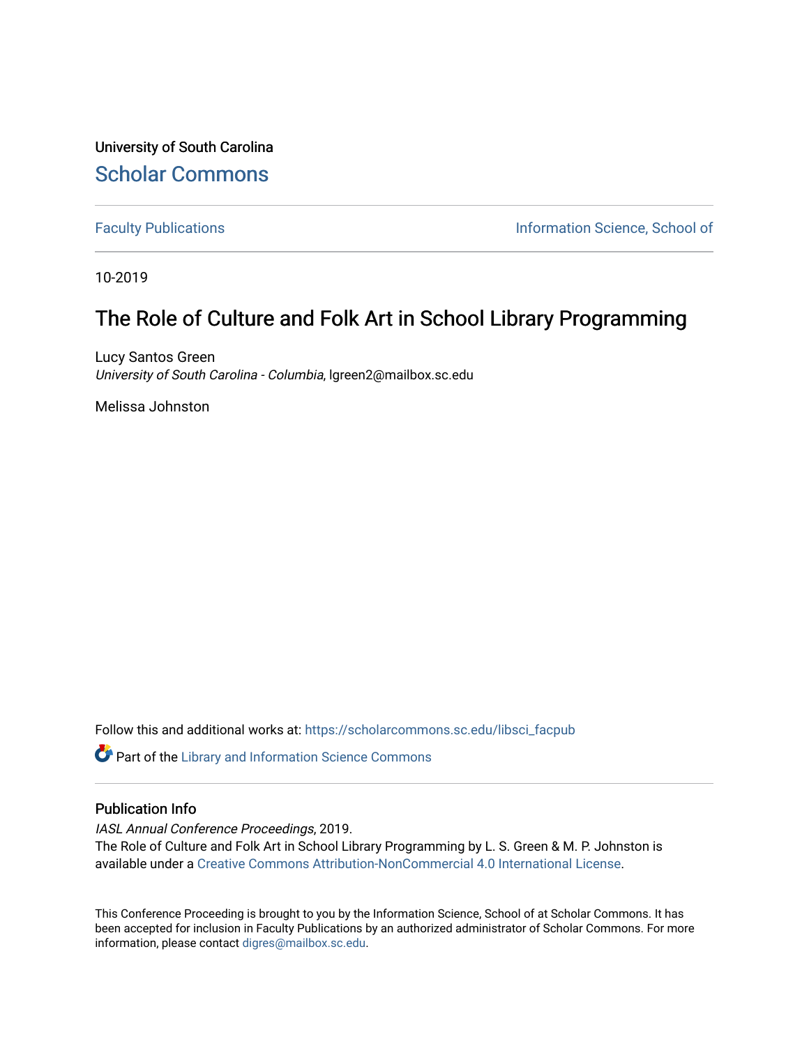University of South Carolina

# Scholar Commons

Faculty Publications | Information Science, School of

10-2019

# The Role of Culture and Folk Art in School Library Programming

Lucy Santos Green
*University of South Carolina - Columbia*, lgreen2@mailbox.sc.edu

Melissa Johnston

Follow this and additional works at: https://scholarcommons.sc.edu/libsci_facpub

Part of the Library and Information Science Commons

## Publication Info

*IASL Annual Conference Proceedings*, 2019.
The Role of Culture and Folk Art in School Library Programming by L. S. Green & M. P. Johnston is available under a Creative Commons Attribution-NonCommercial 4.0 International License.

This Conference Proceeding is brought to you by the Information Science, School of at Scholar Commons. It has been accepted for inclusion in Faculty Publications by an authorized administrator of Scholar Commons. For more information, please contact digres@mailbox.sc.edu.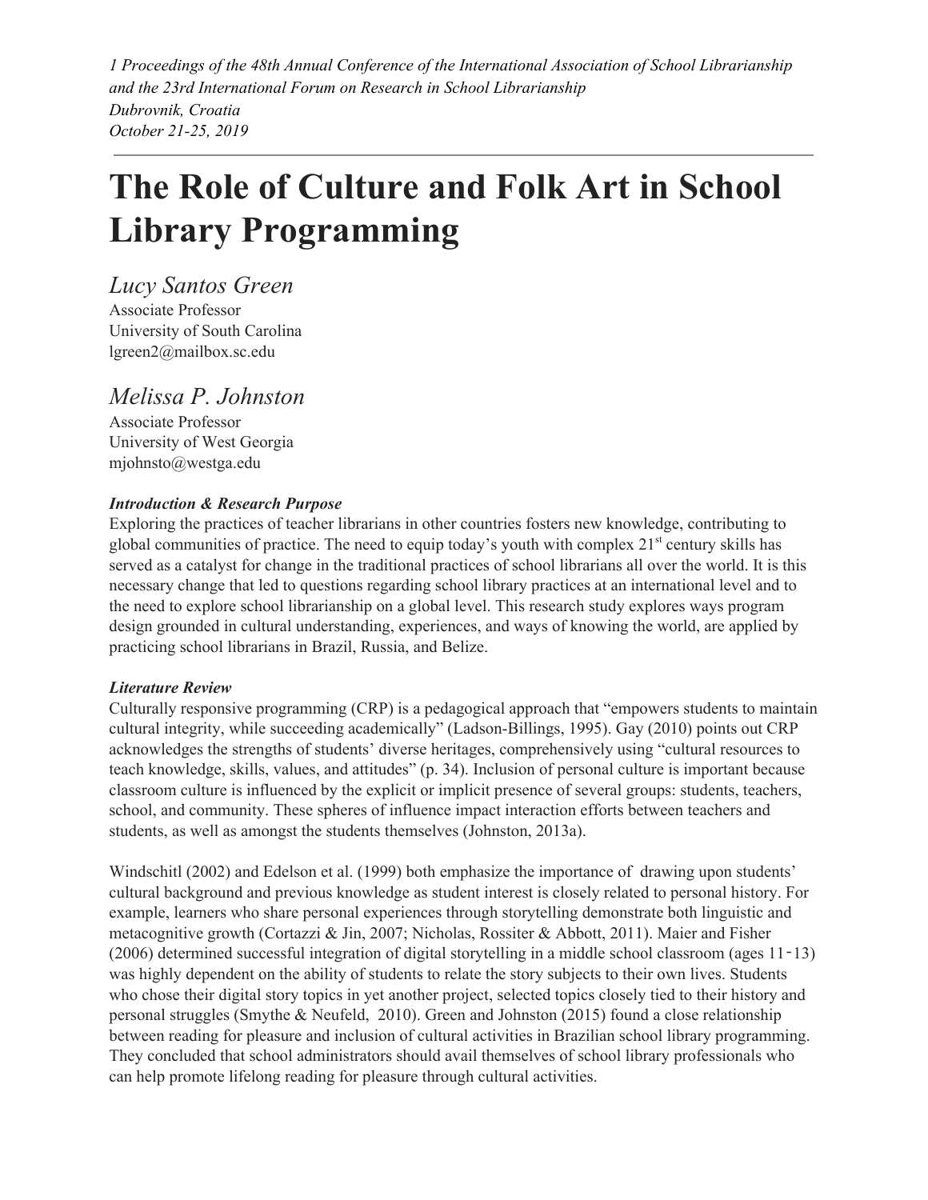*1 Proceedings of the 48th Annual Conference of the International Association of School Librarianship and the 23rd International Forum on Research in School Librarianship*
*Dubrovnik, Croatia*
*October 21-25, 2019*

---

# The Role of Culture and Folk Art in School Library Programming

*Lucy Santos Green*
Associate Professor
University of South Carolina
lgreen2@mailbox.sc.edu

*Melissa P. Johnston*
Associate Professor
University of West Georgia
mjohnsto@westga.edu

***Introduction & Research Purpose***

Exploring the practices of teacher librarians in other countries fosters new knowledge, contributing to global communities of practice. The need to equip today's youth with complex 21st century skills has served as a catalyst for change in the traditional practices of school librarians all over the world. It is this necessary change that led to questions regarding school library practices at an international level and to the need to explore school librarianship on a global level. This research study explores ways program design grounded in cultural understanding, experiences, and ways of knowing the world, are applied by practicing school librarians in Brazil, Russia, and Belize.

***Literature Review***

Culturally responsive programming (CRP) is a pedagogical approach that "empowers students to maintain cultural integrity, while succeeding academically" (Ladson-Billings, 1995). Gay (2010) points out CRP acknowledges the strengths of students' diverse heritages, comprehensively using "cultural resources to teach knowledge, skills, values, and attitudes" (p. 34). Inclusion of personal culture is important because classroom culture is influenced by the explicit or implicit presence of several groups: students, teachers, school, and community. These spheres of influence impact interaction efforts between teachers and students, as well as amongst the students themselves (Johnston, 2013a).

Windschitl (2002) and Edelson et al. (1999) both emphasize the importance of drawing upon students' cultural background and previous knowledge as student interest is closely related to personal history. For example, learners who share personal experiences through storytelling demonstrate both linguistic and metacognitive growth (Cortazzi & Jin, 2007; Nicholas, Rossiter & Abbott, 2011). Maier and Fisher (2006) determined successful integration of digital storytelling in a middle school classroom (ages 11-13) was highly dependent on the ability of students to relate the story subjects to their own lives. Students who chose their digital story topics in yet another project, selected topics closely tied to their history and personal struggles (Smythe & Neufeld, 2010). Green and Johnston (2015) found a close relationship between reading for pleasure and inclusion of cultural activities in Brazilian school library programming. They concluded that school administrators should avail themselves of school library professionals who can help promote lifelong reading for pleasure through cultural activities.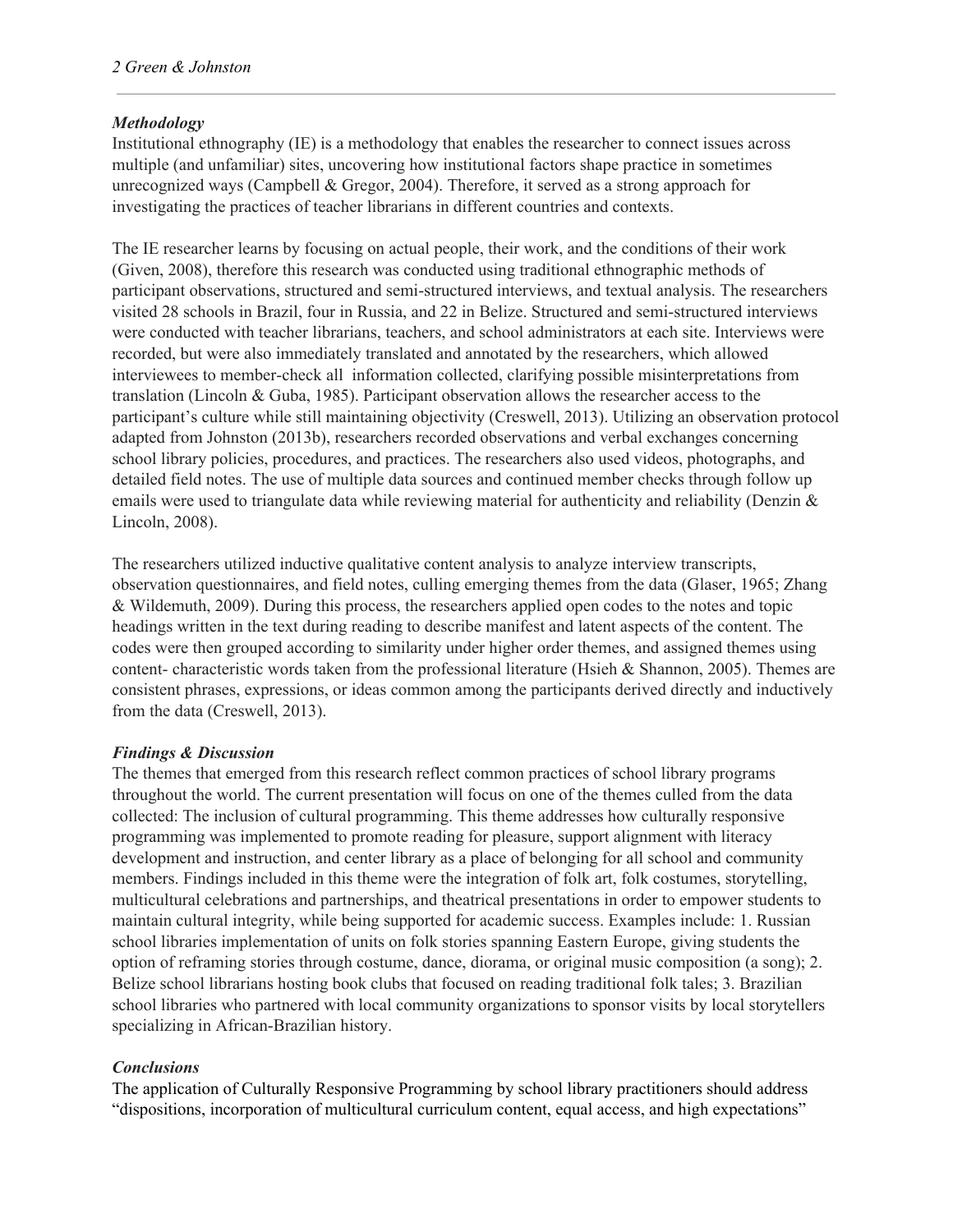### *Methodology*

Institutional ethnography (IE) is a methodology that enables the researcher to connect issues across multiple (and unfamiliar) sites, uncovering how institutional factors shape practice in sometimes unrecognized ways (Campbell & Gregor, 2004). Therefore, it served as a strong approach for investigating the practices of teacher librarians in different countries and contexts.

The IE researcher learns by focusing on actual people, their work, and the conditions of their work (Given, 2008), therefore this research was conducted using traditional ethnographic methods of participant observations, structured and semi-structured interviews, and textual analysis. The researchers visited 28 schools in Brazil, four in Russia, and 22 in Belize. Structured and semi-structured interviews were conducted with teacher librarians, teachers, and school administrators at each site. Interviews were recorded, but were also immediately translated and annotated by the researchers, which allowed interviewees to member-check all information collected, clarifying possible misinterpretations from translation (Lincoln & Guba, 1985). Participant observation allows the researcher access to the participant's culture while still maintaining objectivity (Creswell, 2013). Utilizing an observation protocol adapted from Johnston (2013b), researchers recorded observations and verbal exchanges concerning school library policies, procedures, and practices. The researchers also used videos, photographs, and detailed field notes. The use of multiple data sources and continued member checks through follow up emails were used to triangulate data while reviewing material for authenticity and reliability (Denzin & Lincoln, 2008).

The researchers utilized inductive qualitative content analysis to analyze interview transcripts, observation questionnaires, and field notes, culling emerging themes from the data (Glaser, 1965; Zhang & Wildemuth, 2009). During this process, the researchers applied open codes to the notes and topic headings written in the text during reading to describe manifest and latent aspects of the content. The codes were then grouped according to similarity under higher order themes, and assigned themes using content- characteristic words taken from the professional literature (Hsieh & Shannon, 2005). Themes are consistent phrases, expressions, or ideas common among the participants derived directly and inductively from the data (Creswell, 2013).

### *Findings & Discussion*

The themes that emerged from this research reflect common practices of school library programs throughout the world. The current presentation will focus on one of the themes culled from the data collected: The inclusion of cultural programming. This theme addresses how culturally responsive programming was implemented to promote reading for pleasure, support alignment with literacy development and instruction, and center library as a place of belonging for all school and community members. Findings included in this theme were the integration of folk art, folk costumes, storytelling, multicultural celebrations and partnerships, and theatrical presentations in order to empower students to maintain cultural integrity, while being supported for academic success. Examples include: 1. Russian school libraries implementation of units on folk stories spanning Eastern Europe, giving students the option of reframing stories through costume, dance, diorama, or original music composition (a song); 2. Belize school librarians hosting book clubs that focused on reading traditional folk tales; 3. Brazilian school libraries who partnered with local community organizations to sponsor visits by local storytellers specializing in African-Brazilian history.

### *Conclusions*

The application of Culturally Responsive Programming by school library practitioners should address "dispositions, incorporation of multicultural curriculum content, equal access, and high expectations"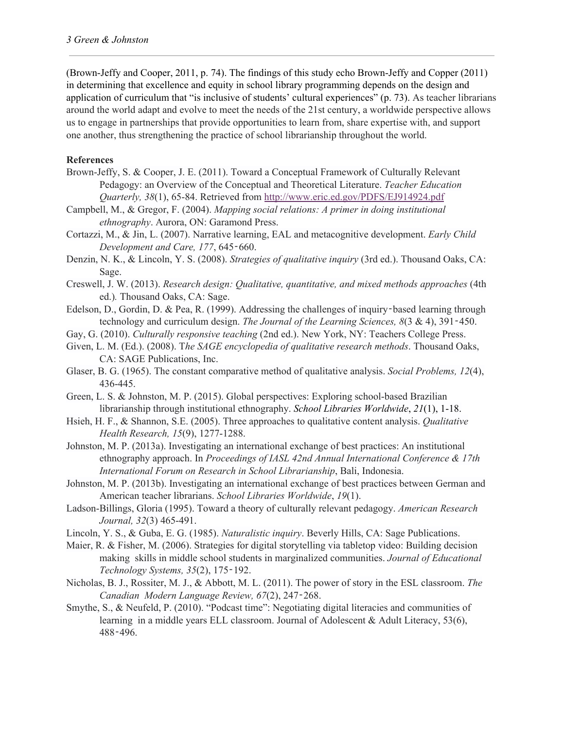(Brown-Jeffy and Cooper, 2011, p. 74). The findings of this study echo Brown-Jeffy and Copper (2011) in determining that excellence and equity in school library programming depends on the design and application of curriculum that "is inclusive of students' cultural experiences" (p. 73). As teacher librarians around the world adapt and evolve to meet the needs of the 21st century, a worldwide perspective allows us to engage in partnerships that provide opportunities to learn from, share expertise with, and support one another, thus strengthening the practice of school librarianship throughout the world.

**References**

Brown-Jeffy, S. & Cooper, J. E. (2011). Toward a Conceptual Framework of Culturally Relevant Pedagogy: an Overview of the Conceptual and Theoretical Literature. *Teacher Education Quarterly, 38*(1), 65-84. Retrieved from http://www.eric.ed.gov/PDFS/EJ914924.pdf

Campbell, M., & Gregor, F. (2004). *Mapping social relations: A primer in doing institutional ethnography*. Aurora, ON: Garamond Press.

Cortazzi, M., & Jin, L. (2007). Narrative learning, EAL and metacognitive development. *Early Child Development and Care, 177*, 645‑660.

Denzin, N. K., & Lincoln, Y. S. (2008). *Strategies of qualitative inquiry* (3rd ed.). Thousand Oaks, CA: Sage.

Creswell, J. W. (2013). *Research design: Qualitative, quantitative, and mixed methods approaches* (4th ed.)*.* Thousand Oaks, CA: Sage.

Edelson, D., Gordin, D. & Pea, R. (1999). Addressing the challenges of inquiry‑based learning through technology and curriculum design. *The Journal of the Learning Sciences, 8*(3 & 4), 391‑450.

Gay, G. (2010). *Culturally responsive teaching* (2nd ed.). New York, NY: Teachers College Press.

Given, L. M. (Ed.). (2008). T*he SAGE encyclopedia of qualitative research methods*. Thousand Oaks, CA: SAGE Publications, Inc.

Glaser, B. G. (1965). The constant comparative method of qualitative analysis. *Social Problems, 12*(4), 436-445.

Green, L. S. & Johnston, M. P. (2015). Global perspectives: Exploring school-based Brazilian librarianship through institutional ethnography. *School Libraries Worldwide*, *21*(1), 1-18.

Hsieh, H. F., & Shannon, S.E. (2005). Three approaches to qualitative content analysis. *Qualitative Health Research, 15*(9), 1277-1288.

Johnston, M. P. (2013a). Investigating an international exchange of best practices: An institutional ethnography approach. In *Proceedings of IASL 42nd Annual International Conference & 17th International Forum on Research in School Librarianship*, Bali, Indonesia.

Johnston, M. P. (2013b). Investigating an international exchange of best practices between German and American teacher librarians. *School Libraries Worldwide*, *19*(1).

Ladson-Billings, Gloria (1995). Toward a theory of culturally relevant pedagogy. *American Research Journal, 32*(3) 465-491.

Lincoln, Y. S., & Guba, E. G. (1985). *Naturalistic inquiry*. Beverly Hills, CA: Sage Publications.

Maier, R. & Fisher, M. (2006). Strategies for digital storytelling via tabletop video: Building decision making skills in middle school students in marginalized communities. *Journal of Educational Technology Systems, 35*(2), 175‑192.

Nicholas, B. J., Rossiter, M. J., & Abbott, M. L. (2011). The power of story in the ESL classroom. *The Canadian Modern Language Review, 67*(2), 247‑268.

Smythe, S., & Neufeld, P. (2010). "Podcast time": Negotiating digital literacies and communities of learning in a middle years ELL classroom. Journal of Adolescent & Adult Literacy, 53(6), 488‑496.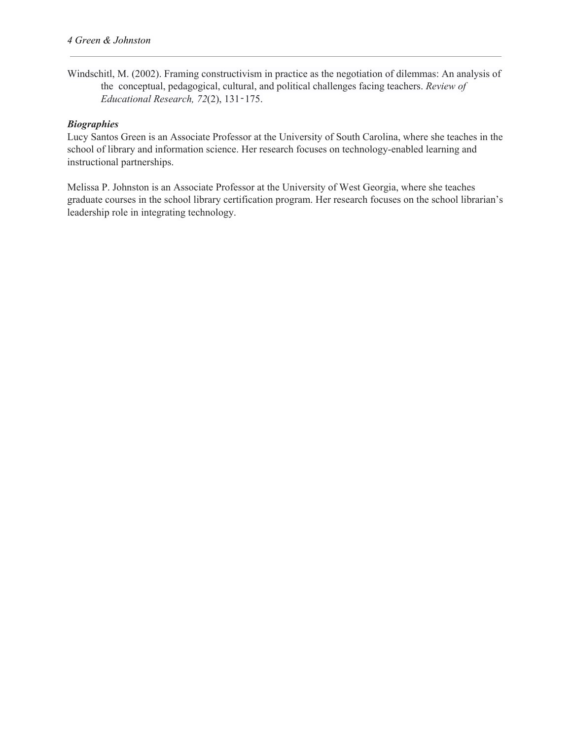Windschitl, M. (2002). Framing constructivism in practice as the negotiation of dilemmas: An analysis of the conceptual, pedagogical, cultural, and political challenges facing teachers. *Review of Educational Research, 72*(2), 131‑175.

***Biographies***

Lucy Santos Green is an Associate Professor at the University of South Carolina, where she teaches in the school of library and information science. Her research focuses on technology-enabled learning and instructional partnerships.

Melissa P. Johnston is an Associate Professor at the University of West Georgia, where she teaches graduate courses in the school library certification program. Her research focuses on the school librarian's leadership role in integrating technology.